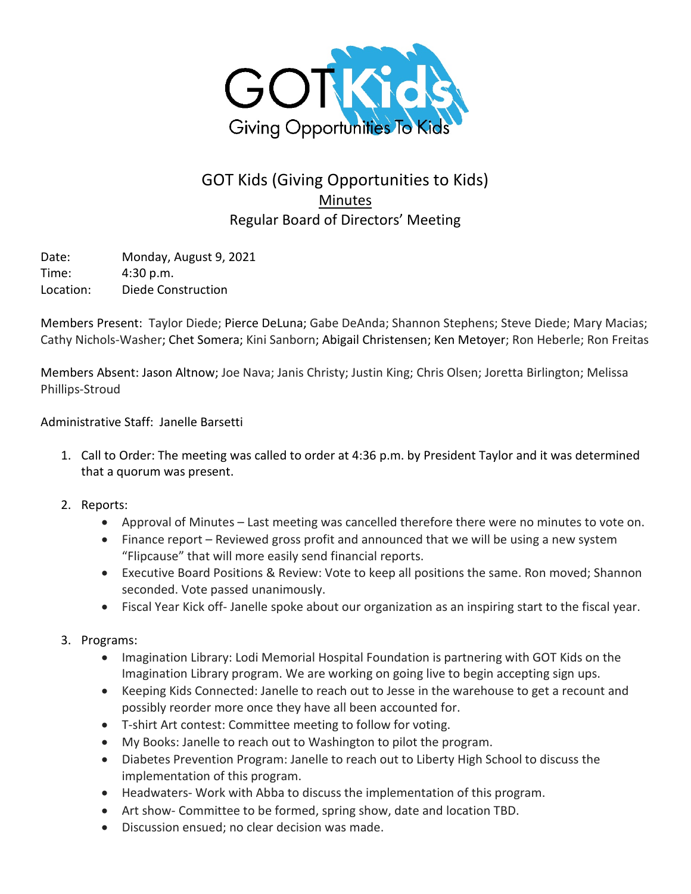GOT Kids
Giving Opportunities To Kids

# GOT Kids (Giving Opportunities to Kids)

## Minutes

## Regular Board of Directors' Meeting

Date: Monday, August 9, 2021
Time: 4:30 p.m.
Location: Diede Construction

Members Present: Taylor Diede; Pierce DeLuna; Gabe DeAnda; Shannon Stephens; Steve Diede; Mary Macias; Cathy Nichols-Washer; Chet Somera; Kini Sanborn; Abigail Christensen; Ken Metoyer; Ron Heberle; Ron Freitas

Members Absent: Jason Altnow; Joe Nava; Janis Christy; Justin King; Chris Olsen; Joretta Birlington; Melissa Phillips-Stroud

Administrative Staff: Janelle Barsetti

1. Call to Order: The meeting was called to order at 4:36 p.m. by President Taylor and it was determined that a quorum was present.
2. Reports:
   - Approval of Minutes – Last meeting was cancelled therefore there were no minutes to vote on.
   - Finance report – Reviewed gross profit and announced that we will be using a new system "Flipcause" that will more easily send financial reports.
   - Executive Board Positions & Review: Vote to keep all positions the same. Ron moved; Shannon seconded. Vote passed unanimously.
   - Fiscal Year Kick off- Janelle spoke about our organization as an inspiring start to the fiscal year.
3. Programs:
   - Imagination Library: Lodi Memorial Hospital Foundation is partnering with GOT Kids on the Imagination Library program. We are working on going live to begin accepting sign ups.
   - Keeping Kids Connected: Janelle to reach out to Jesse in the warehouse to get a recount and possibly reorder more once they have all been accounted for.
   - T-shirt Art contest: Committee meeting to follow for voting.
   - My Books: Janelle to reach out to Washington to pilot the program.
   - Diabetes Prevention Program: Janelle to reach out to Liberty High School to discuss the implementation of this program.
   - Headwaters- Work with Abba to discuss the implementation of this program.
   - Art show- Committee to be formed, spring show, date and location TBD.
   - Discussion ensued; no clear decision was made.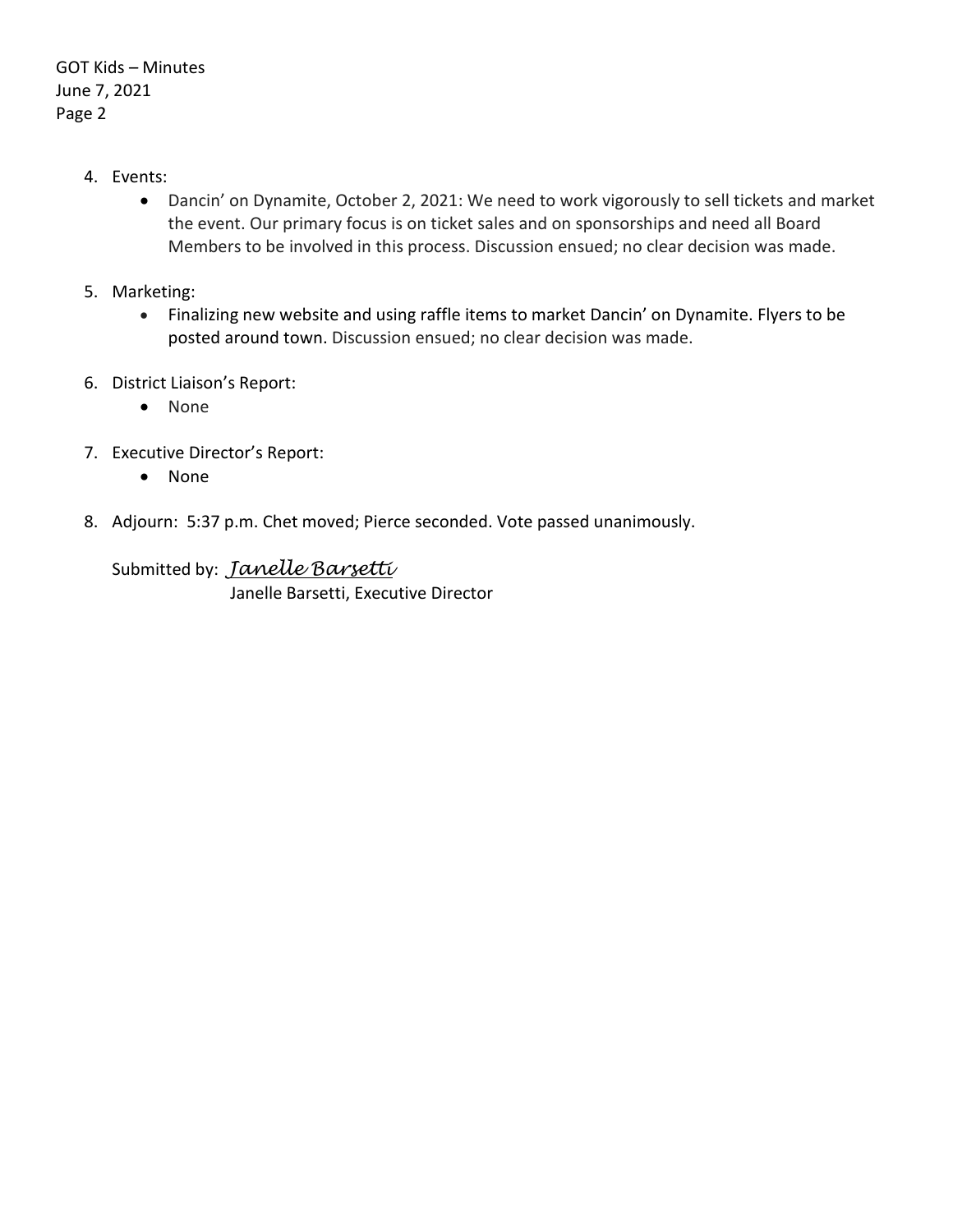4. Events:
   - Dancin' on Dynamite, October 2, 2021: We need to work vigorously to sell tickets and market the event. Our primary focus is on ticket sales and on sponsorships and need all Board Members to be involved in this process. Discussion ensued; no clear decision was made.

5. Marketing:
   - Finalizing new website and using raffle items to market Dancin' on Dynamite. Flyers to be posted around town. Discussion ensued; no clear decision was made.

6. District Liaison's Report:
   - None

7. Executive Director's Report:
   - None

8. Adjourn: 5:37 p.m. Chet moved; Pierce seconded. Vote passed unanimously.

Submitted by: *Janelle Barsetti*
Janelle Barsetti, Executive Director